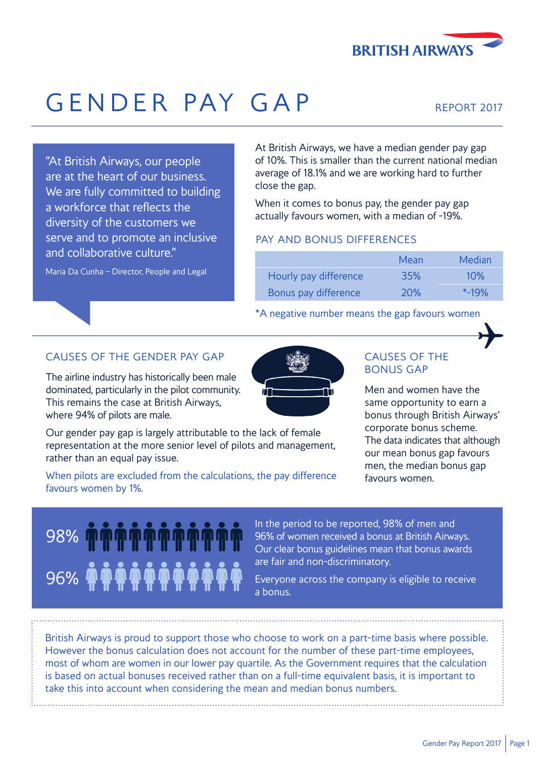BRITISH AIRWAYS

# GENDER PAY GAP

REPORT 2017

"At British Airways, our people are at the heart of our business. We are fully committed to building a workforce that reflects the diversity of the customers we serve and to promote an inclusive and collaborative culture."

Maria Da Cunha – Director, People and Legal

At British Airways, we have a median gender pay gap of 10%. This is smaller than the current national median average of 18.1% and we are working hard to further close the gap.

When it comes to bonus pay, the gender pay gap actually favours women, with a median of -19%.

## PAY AND BONUS DIFFERENCES

| | Mean | Median |
|---|---|---|
| Hourly pay difference | 35% | 10% |
| Bonus pay difference | 20% | *-19% |

*A negative number means the gap favours women

## CAUSES OF THE GENDER PAY GAP

The airline industry has historically been male dominated, particularly in the pilot community. This remains the case at British Airways, where 94% of pilots are male.

Our gender pay gap is largely attributable to the lack of female representation at the more senior level of pilots and management, rather than an equal pay issue.

When pilots are excluded from the calculations, the pay difference favours women by 1%.

## CAUSES OF THE BONUS GAP

Men and women have the same opportunity to earn a bonus through British Airways' corporate bonus scheme. The data indicates that although our mean bonus gap favours men, the median bonus gap favours women.

98%

96%

In the period to be reported, 98% of men and 96% of women received a bonus at British Airways. Our clear bonus guidelines mean that bonus awards are fair and non-discriminatory.

Everyone across the company is eligible to receive a bonus.

British Airways is proud to support those who choose to work on a part-time basis where possible. However the bonus calculation does not account for the number of these part-time employees, most of whom are women in our lower pay quartile. As the Government requires that the calculation is based on actual bonuses received rather than on a full-time equivalent basis, it is important to take this into account when considering the mean and median bonus numbers.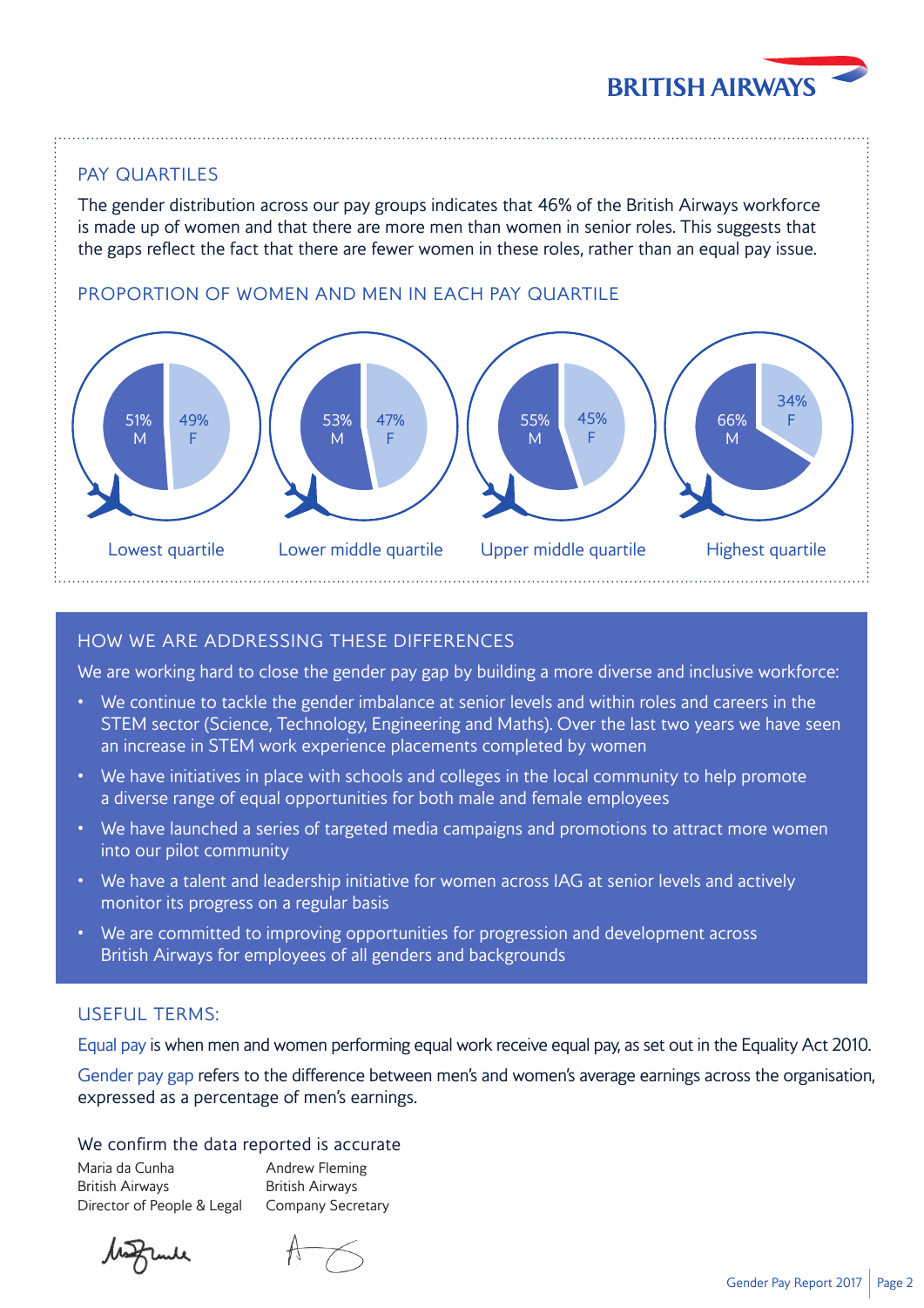## PAY QUARTILES

The gender distribution across our pay groups indicates that 46% of the British Airways workforce is made up of women and that there are more men than women in senior roles. This suggests that the gaps reflect the fact that there are fewer women in these roles, rather than an equal pay issue.

### PROPORTION OF WOMEN AND MEN IN EACH PAY QUARTILE

51% M
49% F
Lowest quartile

53% M
47% F
Lower middle quartile

55% M
45% F
Upper middle quartile

66% M
34% F
Highest quartile

## HOW WE ARE ADDRESSING THESE DIFFERENCES

We are working hard to close the gender pay gap by building a more diverse and inclusive workforce:

- We continue to tackle the gender imbalance at senior levels and within roles and careers in the STEM sector (Science, Technology, Engineering and Maths). Over the last two years we have seen an increase in STEM work experience placements completed by women
- We have initiatives in place with schools and colleges in the local community to help promote a diverse range of equal opportunities for both male and female employees
- We have launched a series of targeted media campaigns and promotions to attract more women into our pilot community
- We have a talent and leadership initiative for women across IAG at senior levels and actively monitor its progress on a regular basis
- We are committed to improving opportunities for progression and development across British Airways for employees of all genders and backgrounds

## USEFUL TERMS:

Equal pay is when men and women performing equal work receive equal pay, as set out in the Equality Act 2010.

Gender pay gap refers to the difference between men's and women's average earnings across the organisation, expressed as a percentage of men's earnings.

We confirm the data reported is accurate

Maria da Cunha
British Airways
Director of People & Legal

Andrew Fleming
British Airways
Company Secretary